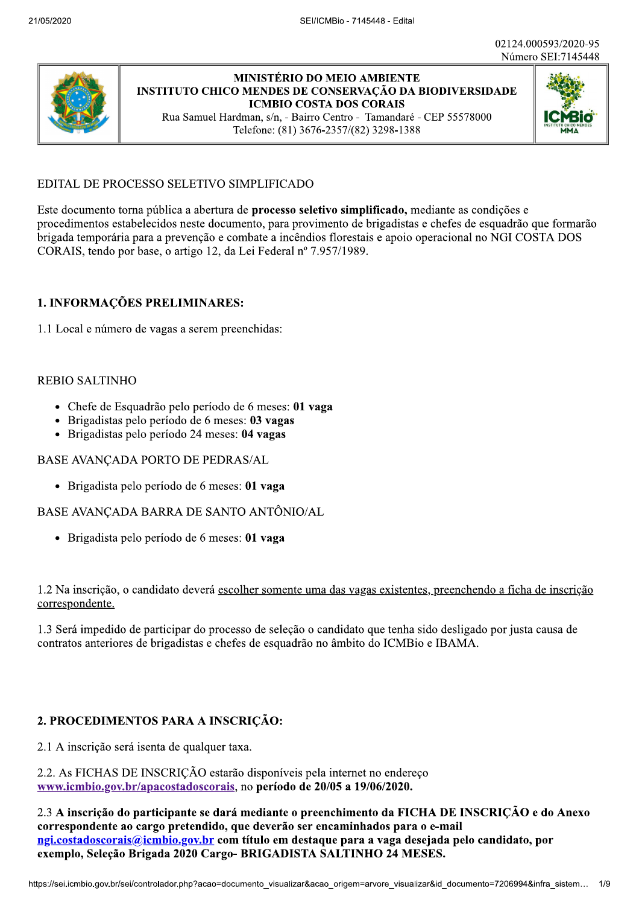02124.000593/2020-95
Número SEI:7145448

**MINISTÉRIO DO MEIO AMBIENTE**
**INSTITUTO CHICO MENDES DE CONSERVAÇÃO DA BIODIVERSIDADE**
**ICMBIO COSTA DOS CORAIS**
Rua Samuel Hardman, s/n, - Bairro Centro - Tamandaré - CEP 55578000
Telefone: (81) 3676-2357/(82) 3298-1388

EDITAL DE PROCESSO SELETIVO SIMPLIFICADO

Este documento torna pública a abertura de **processo seletivo simplificado,** mediante as condições e procedimentos estabelecidos neste documento, para provimento de brigadistas e chefes de esquadrão que formarão brigada temporária para a prevenção e combate a incêndios florestais e apoio operacional no NGI COSTA DOS CORAIS, tendo por base, o artigo 12, da Lei Federal nº 7.957/1989.

## 1. INFORMAÇÕES PRELIMINARES:

1.1 Local e número de vagas a serem preenchidas:

REBIO SALTINHO

- Chefe de Esquadrão pelo período de 6 meses: **01 vaga**
- Brigadistas pelo período de 6 meses: **03 vagas**
- Brigadistas pelo período 24 meses: **04 vagas**

BASE AVANÇADA PORTO DE PEDRAS/AL

- Brigadista pelo período de 6 meses: **01 vaga**

BASE AVANÇADA BARRA DE SANTO ANTÔNIO/AL

- Brigadista pelo período de 6 meses: **01 vaga**

1.2 Na inscrição, o candidato deverá escolher somente uma das vagas existentes, preenchendo a ficha de inscrição correspondente.

1.3 Será impedido de participar do processo de seleção o candidato que tenha sido desligado por justa causa de contratos anteriores de brigadistas e chefes de esquadrão no âmbito do ICMBio e IBAMA.

## 2. PROCEDIMENTOS PARA A INSCRIÇÃO:

2.1 A inscrição será isenta de qualquer taxa.

2.2. As FICHAS DE INSCRIÇÃO estarão disponíveis pela internet no endereço www.icmbio.gov.br/apacostadoscorais, no **período de 20/05 a 19/06/2020.**

2.3 **A inscrição do participante se dará mediante o preenchimento da FICHA DE INSCRIÇÃO e do Anexo correspondente ao cargo pretendido, que deverão ser encaminhados para o e-mail ngi.costadoscorais@icmbio.gov.br com título em destaque para a vaga desejada pelo candidato, por exemplo, Seleção Brigada 2020 Cargo- BRIGADISTA SALTINHO 24 MESES.**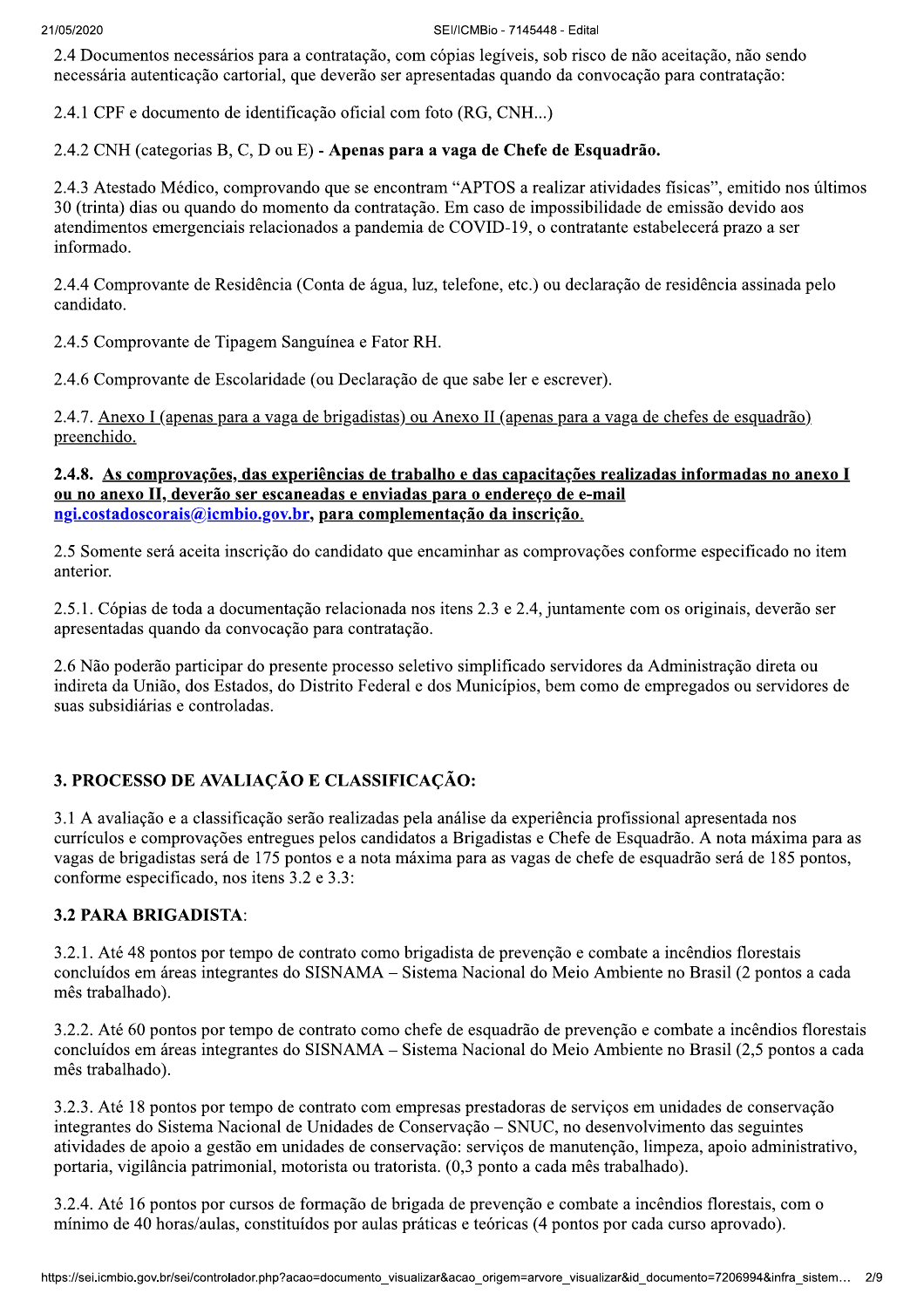2.4 Documentos necessários para a contratação, com cópias legíveis, sob risco de não aceitação, não sendo necessária autenticação cartorial, que deverão ser apresentadas quando da convocação para contratação:

2.4.1 CPF e documento de identificação oficial com foto (RG, CNH...)

2.4.2 CNH (categorias B, C, D ou E) - **Apenas para a vaga de Chefe de Esquadrão.**

2.4.3 Atestado Médico, comprovando que se encontram "APTOS a realizar atividades físicas", emitido nos últimos 30 (trinta) dias ou quando do momento da contratação. Em caso de impossibilidade de emissão devido aos atendimentos emergenciais relacionados a pandemia de COVID-19, o contratante estabelecerá prazo a ser informado.

2.4.4 Comprovante de Residência (Conta de água, luz, telefone, etc.) ou declaração de residência assinada pelo candidato.

2.4.5 Comprovante de Tipagem Sanguínea e Fator RH.

2.4.6 Comprovante de Escolaridade (ou Declaração de que sabe ler e escrever).

2.4.7. Anexo I (apenas para a vaga de brigadistas) ou Anexo II (apenas para a vaga de chefes de esquadrão) preenchido.

**2.4.8. As comprovações, das experiências de trabalho e das capacitações realizadas informadas no anexo I ou no anexo II, deverão ser escaneadas e enviadas para o endereço de e-mail ngi.costadoscorais@icmbio.gov.br, para complementação da inscrição.**

2.5 Somente será aceita inscrição do candidato que encaminhar as comprovações conforme especificado no item anterior.

2.5.1. Cópias de toda a documentação relacionada nos itens 2.3 e 2.4, juntamente com os originais, deverão ser apresentadas quando da convocação para contratação.

2.6 Não poderão participar do presente processo seletivo simplificado servidores da Administração direta ou indireta da União, dos Estados, do Distrito Federal e dos Municípios, bem como de empregados ou servidores de suas subsidiárias e controladas.

## 3. PROCESSO DE AVALIAÇÃO E CLASSIFICAÇÃO:

3.1 A avaliação e a classificação serão realizadas pela análise da experiência profissional apresentada nos currículos e comprovações entregues pelos candidatos a Brigadistas e Chefe de Esquadrão. A nota máxima para as vagas de brigadistas será de 175 pontos e a nota máxima para as vagas de chefe de esquadrão será de 185 pontos, conforme especificado, nos itens 3.2 e 3.3:

### 3.2 PARA BRIGADISTA:

3.2.1. Até 48 pontos por tempo de contrato como brigadista de prevenção e combate a incêndios florestais concluídos em áreas integrantes do SISNAMA – Sistema Nacional do Meio Ambiente no Brasil (2 pontos a cada mês trabalhado).

3.2.2. Até 60 pontos por tempo de contrato como chefe de esquadrão de prevenção e combate a incêndios florestais concluídos em áreas integrantes do SISNAMA – Sistema Nacional do Meio Ambiente no Brasil (2,5 pontos a cada mês trabalhado).

3.2.3. Até 18 pontos por tempo de contrato com empresas prestadoras de serviços em unidades de conservação integrantes do Sistema Nacional de Unidades de Conservação – SNUC, no desenvolvimento das seguintes atividades de apoio a gestão em unidades de conservação: serviços de manutenção, limpeza, apoio administrativo, portaria, vigilância patrimonial, motorista ou tratorista. (0,3 ponto a cada mês trabalhado).

3.2.4. Até 16 pontos por cursos de formação de brigada de prevenção e combate a incêndios florestais, com o mínimo de 40 horas/aulas, constituídos por aulas práticas e teóricas (4 pontos por cada curso aprovado).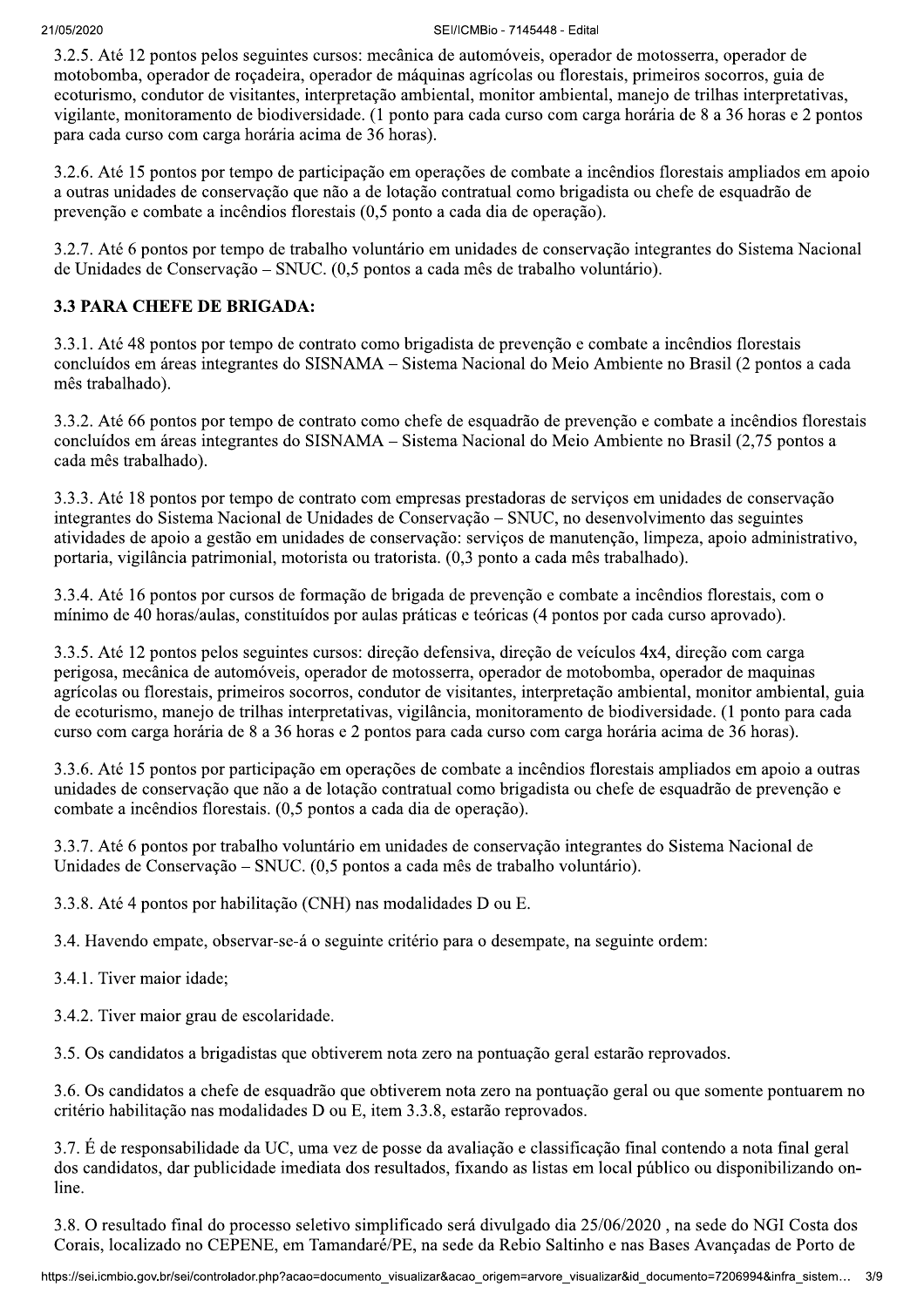3.2.5. Até 12 pontos pelos seguintes cursos: mecânica de automóveis, operador de motosserra, operador de motobomba, operador de roçadeira, operador de máquinas agrícolas ou florestais, primeiros socorros, guia de ecoturismo, condutor de visitantes, interpretação ambiental, monitor ambiental, manejo de trilhas interpretativas, vigilante, monitoramento de biodiversidade. (1 ponto para cada curso com carga horária de 8 a 36 horas e 2 pontos para cada curso com carga horária acima de 36 horas).

3.2.6. Até 15 pontos por tempo de participação em operações de combate a incêndios florestais ampliados em apoio a outras unidades de conservação que não a de lotação contratual como brigadista ou chefe de esquadrão de prevenção e combate a incêndios florestais (0,5 ponto a cada dia de operação).

3.2.7. Até 6 pontos por tempo de trabalho voluntário em unidades de conservação integrantes do Sistema Nacional de Unidades de Conservação – SNUC. (0,5 pontos a cada mês de trabalho voluntário).

**3.3 PARA CHEFE DE BRIGADA:**

3.3.1. Até 48 pontos por tempo de contrato como brigadista de prevenção e combate a incêndios florestais concluídos em áreas integrantes do SISNAMA – Sistema Nacional do Meio Ambiente no Brasil (2 pontos a cada mês trabalhado).

3.3.2. Até 66 pontos por tempo de contrato como chefe de esquadrão de prevenção e combate a incêndios florestais concluídos em áreas integrantes do SISNAMA – Sistema Nacional do Meio Ambiente no Brasil (2,75 pontos a cada mês trabalhado).

3.3.3. Até 18 pontos por tempo de contrato com empresas prestadoras de serviços em unidades de conservação integrantes do Sistema Nacional de Unidades de Conservação – SNUC, no desenvolvimento das seguintes atividades de apoio a gestão em unidades de conservação: serviços de manutenção, limpeza, apoio administrativo, portaria, vigilância patrimonial, motorista ou tratorista. (0,3 ponto a cada mês trabalhado).

3.3.4. Até 16 pontos por cursos de formação de brigada de prevenção e combate a incêndios florestais, com o mínimo de 40 horas/aulas, constituídos por aulas práticas e teóricas (4 pontos por cada curso aprovado).

3.3.5. Até 12 pontos pelos seguintes cursos: direção defensiva, direção de veículos 4x4, direção com carga perigosa, mecânica de automóveis, operador de motosserra, operador de motobomba, operador de maquinas agrícolas ou florestais, primeiros socorros, condutor de visitantes, interpretação ambiental, monitor ambiental, guia de ecoturismo, manejo de trilhas interpretativas, vigilância, monitoramento de biodiversidade. (1 ponto para cada curso com carga horária de 8 a 36 horas e 2 pontos para cada curso com carga horária acima de 36 horas).

3.3.6. Até 15 pontos por participação em operações de combate a incêndios florestais ampliados em apoio a outras unidades de conservação que não a de lotação contratual como brigadista ou chefe de esquadrão de prevenção e combate a incêndios florestais. (0,5 pontos a cada dia de operação).

3.3.7. Até 6 pontos por trabalho voluntário em unidades de conservação integrantes do Sistema Nacional de Unidades de Conservação – SNUC. (0,5 pontos a cada mês de trabalho voluntário).

3.3.8. Até 4 pontos por habilitação (CNH) nas modalidades D ou E.

3.4. Havendo empate, observar-se-á o seguinte critério para o desempate, na seguinte ordem:

3.4.1. Tiver maior idade;

3.4.2. Tiver maior grau de escolaridade.

3.5. Os candidatos a brigadistas que obtiverem nota zero na pontuação geral estarão reprovados.

3.6. Os candidatos a chefe de esquadrão que obtiverem nota zero na pontuação geral ou que somente pontuarem no critério habilitação nas modalidades D ou E, item 3.3.8, estarão reprovados.

3.7. É de responsabilidade da UC, uma vez de posse da avaliação e classificação final contendo a nota final geral dos candidatos, dar publicidade imediata dos resultados, fixando as listas em local público ou disponibilizando on-line.

3.8. O resultado final do processo seletivo simplificado será divulgado dia 25/06/2020 , na sede do NGI Costa dos Corais, localizado no CEPENE, em Tamandaré/PE, na sede da Rebio Saltinho e nas Bases Avançadas de Porto de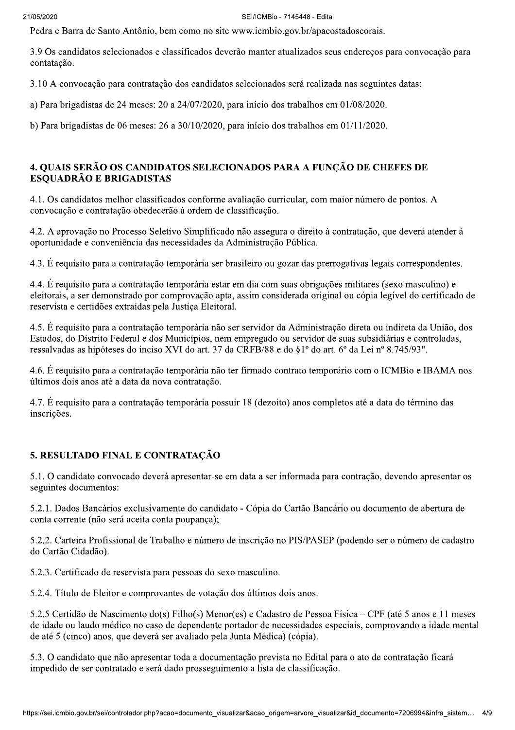Pedra e Barra de Santo Antônio, bem como no site www.icmbio.gov.br/apacostadoscorais.

3.9 Os candidatos selecionados e classificados deverão manter atualizados seus endereços para convocação para contatação.

3.10 A convocação para contratação dos candidatos selecionados será realizada nas seguintes datas:

a) Para brigadistas de 24 meses: 20 a 24/07/2020, para início dos trabalhos em 01/08/2020.

b) Para brigadistas de 06 meses: 26 a 30/10/2020, para início dos trabalhos em 01/11/2020.

## 4. QUAIS SERÃO OS CANDIDATOS SELECIONADOS PARA A FUNÇÃO DE CHEFES DE ESQUADRÃO E BRIGADISTAS

4.1. Os candidatos melhor classificados conforme avaliação curricular, com maior número de pontos. A convocação e contratação obedecerão à ordem de classificação.

4.2. A aprovação no Processo Seletivo Simplificado não assegura o direito à contratação, que deverá atender à oportunidade e conveniência das necessidades da Administração Pública.

4.3. É requisito para a contratação temporária ser brasileiro ou gozar das prerrogativas legais correspondentes.

4.4. É requisito para a contratação temporária estar em dia com suas obrigações militares (sexo masculino) e eleitorais, a ser demonstrado por comprovação apta, assim considerada original ou cópia legível do certificado de reservista e certidões extraídas pela Justiça Eleitoral.

4.5. É requisito para a contratação temporária não ser servidor da Administração direta ou indireta da União, dos Estados, do Distrito Federal e dos Municípios, nem empregado ou servidor de suas subsidiárias e controladas, ressalvadas as hipóteses do inciso XVI do art. 37 da CRFB/88 e do §1º do art. 6º da Lei nº 8.745/93".

4.6. É requisito para a contratação temporária não ter firmado contrato temporário com o ICMBio e IBAMA nos últimos dois anos até a data da nova contratação.

4.7. É requisito para a contratação temporária possuir 18 (dezoito) anos completos até a data do término das inscrições.

## 5. RESULTADO FINAL E CONTRATAÇÃO

5.1. O candidato convocado deverá apresentar-se em data a ser informada para contração, devendo apresentar os seguintes documentos:

5.2.1. Dados Bancários exclusivamente do candidato - Cópia do Cartão Bancário ou documento de abertura de conta corrente (não será aceita conta poupança);

5.2.2. Carteira Profissional de Trabalho e número de inscrição no PIS/PASEP (podendo ser o número de cadastro do Cartão Cidadão).

5.2.3. Certificado de reservista para pessoas do sexo masculino.

5.2.4. Título de Eleitor e comprovantes de votação dos últimos dois anos.

5.2.5 Certidão de Nascimento do(s) Filho(s) Menor(es) e Cadastro de Pessoa Física – CPF (até 5 anos e 11 meses de idade ou laudo médico no caso de dependente portador de necessidades especiais, comprovando a idade mental de até 5 (cinco) anos, que deverá ser avaliado pela Junta Médica) (cópia).

5.3. O candidato que não apresentar toda a documentação prevista no Edital para o ato de contratação ficará impedido de ser contratado e será dado prosseguimento a lista de classificação.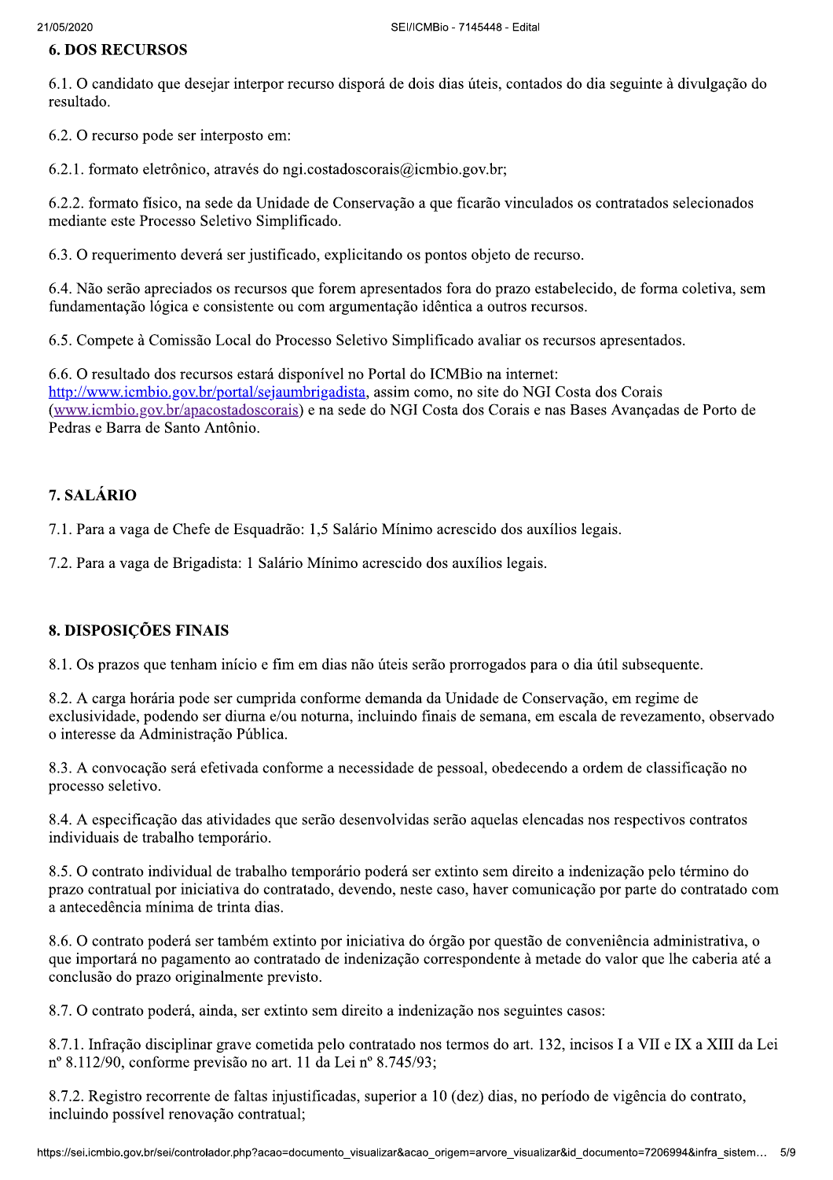## 6. DOS RECURSOS

6.1. O candidato que desejar interpor recurso disporá de dois dias úteis, contados do dia seguinte à divulgação do resultado.

6.2. O recurso pode ser interposto em:

6.2.1. formato eletrônico, através do ngi.costadoscorais@icmbio.gov.br;

6.2.2. formato físico, na sede da Unidade de Conservação a que ficarão vinculados os contratados selecionados mediante este Processo Seletivo Simplificado.

6.3. O requerimento deverá ser justificado, explicitando os pontos objeto de recurso.

6.4. Não serão apreciados os recursos que forem apresentados fora do prazo estabelecido, de forma coletiva, sem fundamentação lógica e consistente ou com argumentação idêntica a outros recursos.

6.5. Compete à Comissão Local do Processo Seletivo Simplificado avaliar os recursos apresentados.

6.6. O resultado dos recursos estará disponível no Portal do ICMBio na internet: http://www.icmbio.gov.br/portal/sejaumbrigadista, assim como, no site do NGI Costa dos Corais (www.icmbio.gov.br/apacostadoscorais) e na sede do NGI Costa dos Corais e nas Bases Avançadas de Porto de Pedras e Barra de Santo Antônio.

## 7. SALÁRIO

7.1. Para a vaga de Chefe de Esquadrão: 1,5 Salário Mínimo acrescido dos auxílios legais.

7.2. Para a vaga de Brigadista: 1 Salário Mínimo acrescido dos auxílios legais.

## 8. DISPOSIÇÕES FINAIS

8.1. Os prazos que tenham início e fim em dias não úteis serão prorrogados para o dia útil subsequente.

8.2. A carga horária pode ser cumprida conforme demanda da Unidade de Conservação, em regime de exclusividade, podendo ser diurna e/ou noturna, incluindo finais de semana, em escala de revezamento, observado o interesse da Administração Pública.

8.3. A convocação será efetivada conforme a necessidade de pessoal, obedecendo a ordem de classificação no processo seletivo.

8.4. A especificação das atividades que serão desenvolvidas serão aquelas elencadas nos respectivos contratos individuais de trabalho temporário.

8.5. O contrato individual de trabalho temporário poderá ser extinto sem direito a indenização pelo término do prazo contratual por iniciativa do contratado, devendo, neste caso, haver comunicação por parte do contratado com a antecedência mínima de trinta dias.

8.6. O contrato poderá ser também extinto por iniciativa do órgão por questão de conveniência administrativa, o que importará no pagamento ao contratado de indenização correspondente à metade do valor que lhe caberia até a conclusão do prazo originalmente previsto.

8.7. O contrato poderá, ainda, ser extinto sem direito a indenização nos seguintes casos:

8.7.1. Infração disciplinar grave cometida pelo contratado nos termos do art. 132, incisos I a VII e IX a XIII da Lei nº 8.112/90, conforme previsão no art. 11 da Lei nº 8.745/93;

8.7.2. Registro recorrente de faltas injustificadas, superior a 10 (dez) dias, no período de vigência do contrato, incluindo possível renovação contratual;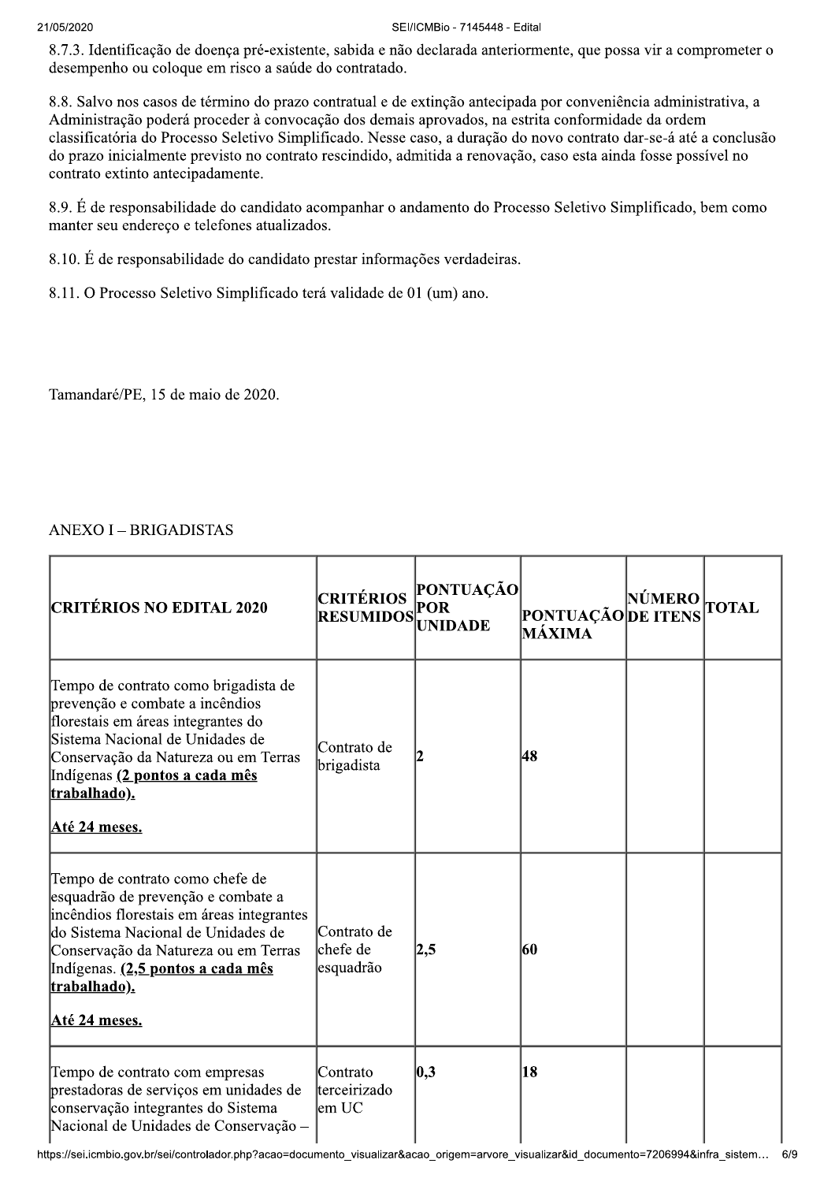8.7.3. Identificação de doença pré-existente, sabida e não declarada anteriormente, que possa vir a comprometer o desempenho ou coloque em risco a saúde do contratado.

8.8. Salvo nos casos de término do prazo contratual e de extinção antecipada por conveniência administrativa, a Administração poderá proceder à convocação dos demais aprovados, na estrita conformidade da ordem classificatória do Processo Seletivo Simplificado. Nesse caso, a duração do novo contrato dar-se-á até a conclusão do prazo inicialmente previsto no contrato rescindido, admitida a renovação, caso esta ainda fosse possível no contrato extinto antecipadamente.

8.9. É de responsabilidade do candidato acompanhar o andamento do Processo Seletivo Simplificado, bem como manter seu endereço e telefones atualizados.

8.10. É de responsabilidade do candidato prestar informações verdadeiras.

8.11. O Processo Seletivo Simplificado terá validade de 01 (um) ano.

Tamandaré/PE, 15 de maio de 2020.

ANEXO I – BRIGADISTAS

| CRITÉRIOS NO EDITAL 2020 | CRITÉRIOS RESUMIDOS | PONTUAÇÃO POR UNIDADE | PONTUAÇÃO MÁXIMA | NÚMERO DE ITENS | TOTAL |
|---|---|---|---|---|---|
| Tempo de contrato como brigadista de prevenção e combate a incêndios florestais em áreas integrantes do Sistema Nacional de Unidades de Conservação da Natureza ou em Terras Indígenas **(2 pontos a cada mês trabalhado).** **Até 24 meses.** | Contrato de brigadista | 2 | 48 | | |
| Tempo de contrato como chefe de esquadrão de prevenção e combate a incêndios florestais em áreas integrantes do Sistema Nacional de Unidades de Conservação da Natureza ou em Terras Indígenas. **(2,5 pontos a cada mês trabalhado).** **Até 24 meses.** | Contrato de chefe de esquadrão | 2,5 | 60 | | |
| Tempo de contrato com empresas prestadoras de serviços em unidades de conservação integrantes do Sistema Nacional de Unidades de Conservação – | Contrato terceirizado em UC | 0,3 | 18 | | |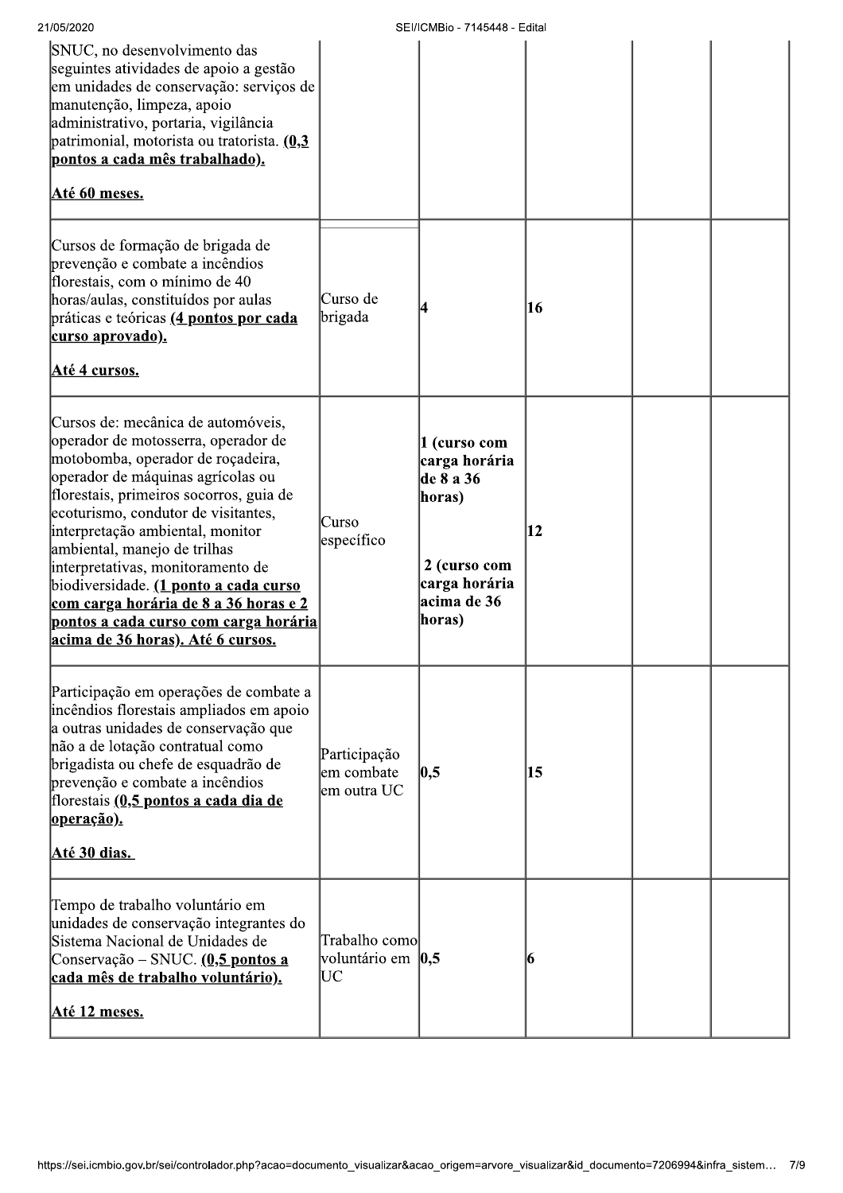| | | | | | |
|---|---|---|---|---|---|
| SNUC, no desenvolvimento das seguintes atividades de apoio a gestão em unidades de conservação: serviços de manutenção, limpeza, apoio administrativo, portaria, vigilância patrimonial, motorista ou tratorista. <u>**(0,3 pontos a cada mês trabalhado).**</u><br><br><u>**Até 60 meses.**</u> | | | | | |
| Cursos de formação de brigada de prevenção e combate a incêndios florestais, com o mínimo de 40 horas/aulas, constituídos por aulas práticas e teóricas <u>**(4 pontos por cada curso aprovado).**</u><br><br><u>**Até 4 cursos.**</u> | Curso de brigada | 4 | 16 | | |
| Cursos de: mecânica de automóveis, operador de motosserra, operador de motobomba, operador de roçadeira, operador de máquinas agrícolas ou florestais, primeiros socorros, guia de ecoturismo, condutor de visitantes, interpretação ambiental, monitor ambiental, manejo de trilhas interpretativas, monitoramento de biodiversidade. <u>**(1 ponto a cada curso com carga horária de 8 a 36 horas e 2 pontos a cada curso com carga horária acima de 36 horas). Até 6 cursos.**</u> | Curso específico | **1 (curso com carga horária de 8 a 36 horas)**<br><br>**2 (curso com carga horária acima de 36 horas)** | 12 | | |
| Participação em operações de combate a incêndios florestais ampliados em apoio a outras unidades de conservação que não a de lotação contratual como brigadista ou chefe de esquadrão de prevenção e combate a incêndios florestais <u>**(0,5 pontos a cada dia de operação).**</u><br><br><u>**Até 30 dias.**</u> | Participação em combate em outra UC | 0,5 | 15 | | |
| Tempo de trabalho voluntário em unidades de conservação integrantes do Sistema Nacional de Unidades de Conservação – SNUC. <u>**(0,5 pontos a cada mês de trabalho voluntário).**</u><br><br><u>**Até 12 meses.**</u> | Trabalho como voluntário em UC | 0,5 | 6 | | |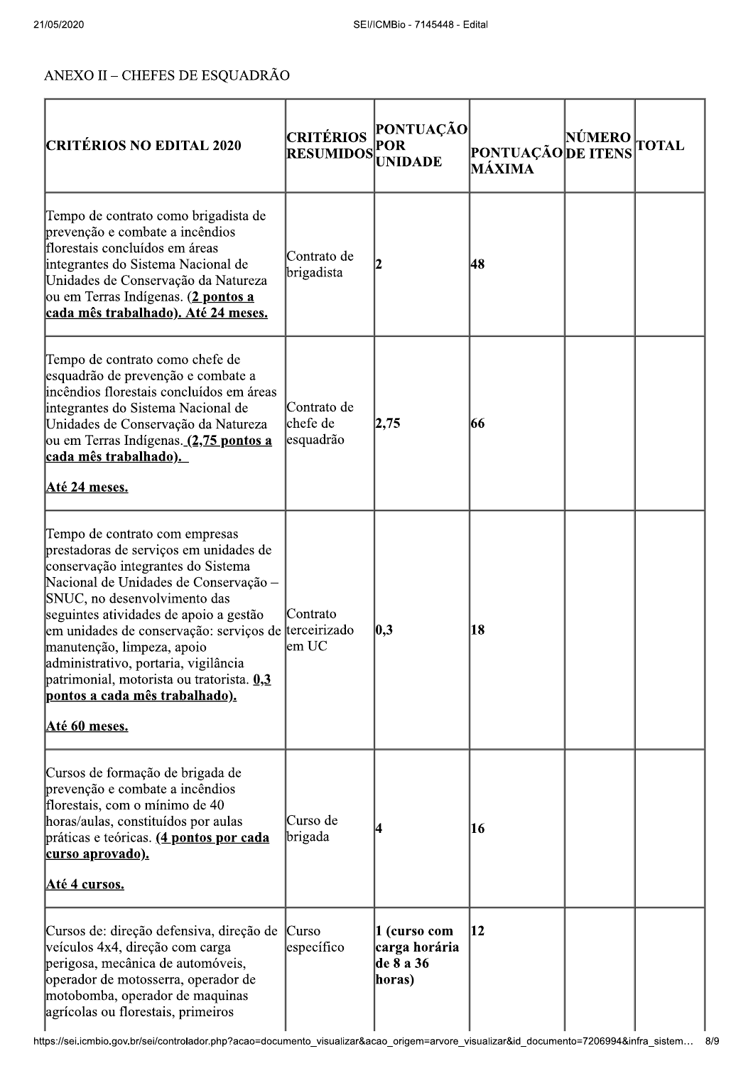ANEXO II – CHEFES DE ESQUADRÃO

| CRITÉRIOS NO EDITAL 2020 | CRITÉRIOS RESUMIDOS | PONTUAÇÃO POR UNIDADE | PONTUAÇÃO MÁXIMA | NÚMERO DE ITENS | TOTAL |
|---|---|---|---|---|---|
| Tempo de contrato como brigadista de prevenção e combate a incêndios florestais concluídos em áreas integrantes do Sistema Nacional de Unidades de Conservação da Natureza ou em Terras Indígenas. (**2 pontos a cada mês trabalhado). Até 24 meses.** | Contrato de brigadista | 2 | 48 | | |
| Tempo de contrato como chefe de esquadrão de prevenção e combate a incêndios florestais concluídos em áreas integrantes do Sistema Nacional de Unidades de Conservação da Natureza ou em Terras Indígenas. **(2,75 pontos a cada mês trabalhado).** **Até 24 meses.** | Contrato de chefe de esquadrão | 2,75 | 66 | | |
| Tempo de contrato com empresas prestadoras de serviços em unidades de conservação integrantes do Sistema Nacional de Unidades de Conservação – SNUC, no desenvolvimento das seguintes atividades de apoio a gestão em unidades de conservação: serviços de manutenção, limpeza, apoio administrativo, portaria, vigilância patrimonial, motorista ou tratorista. **0,3 pontos a cada mês trabalhado).** **Até 60 meses.** | Contrato terceirizado em UC | 0,3 | 18 | | |
| Cursos de formação de brigada de prevenção e combate a incêndios florestais, com o mínimo de 40 horas/aulas, constituídos por aulas práticas e teóricas. **(4 pontos por cada curso aprovado).** **Até 4 cursos.** | Curso de brigada | 4 | 16 | | |
| Cursos de: direção defensiva, direção de veículos 4x4, direção com carga perigosa, mecânica de automóveis, operador de motosserra, operador de motobomba, operador de maquinas agrícolas ou florestais, primeiros | Curso específico | **1 (curso com carga horária de 8 a 36 horas)** | 12 | | |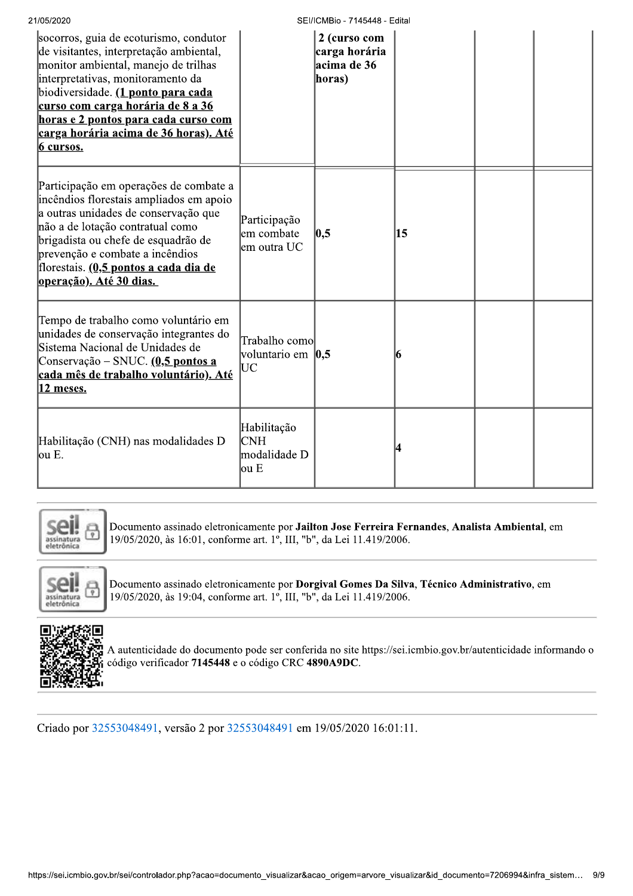| | | | | | |
|---|---|---|---|---|---|
| socorros, guia de ecoturismo, condutor de visitantes, interpretação ambiental, monitor ambiental, manejo de trilhas interpretativas, monitoramento da biodiversidade. **(1 ponto para cada curso com carga horária de 8 a 36 horas e 2 pontos para cada curso com carga horária acima de 36 horas). Até 6 cursos.** | | **2 (curso com carga horária acima de 36 horas)** | | | |
| Participação em operações de combate a incêndios florestais ampliados em apoio a outras unidades de conservação que não a de lotação contratual como brigadista ou chefe de esquadrão de prevenção e combate a incêndios florestais. **(0,5 pontos a cada dia de operação). Até 30 dias.** | Participação em combate em outra UC | **0,5** | **15** | | |
| Tempo de trabalho como voluntário em unidades de conservação integrantes do Sistema Nacional de Unidades de Conservação – SNUC. **(0,5 pontos a cada mês de trabalho voluntário). Até 12 meses.** | Trabalho como voluntario em UC | **0,5** | **6** | | |
| Habilitação (CNH) nas modalidades D ou E. | Habilitação CNH modalidade D ou E | | **4** | | |

Documento assinado eletronicamente por **Jailton Jose Ferreira Fernandes**, **Analista Ambiental**, em 19/05/2020, às 16:01, conforme art. 1º, III, "b", da Lei 11.419/2006.

Documento assinado eletronicamente por **Dorgival Gomes Da Silva**, **Técnico Administrativo**, em 19/05/2020, às 19:04, conforme art. 1º, III, "b", da Lei 11.419/2006.

A autenticidade do documento pode ser conferida no site https://sei.icmbio.gov.br/autenticidade informando o código verificador **7145448** e o código CRC **4890A9DC**.

Criado por 32553048491, versão 2 por 32553048491 em 19/05/2020 16:01:11.